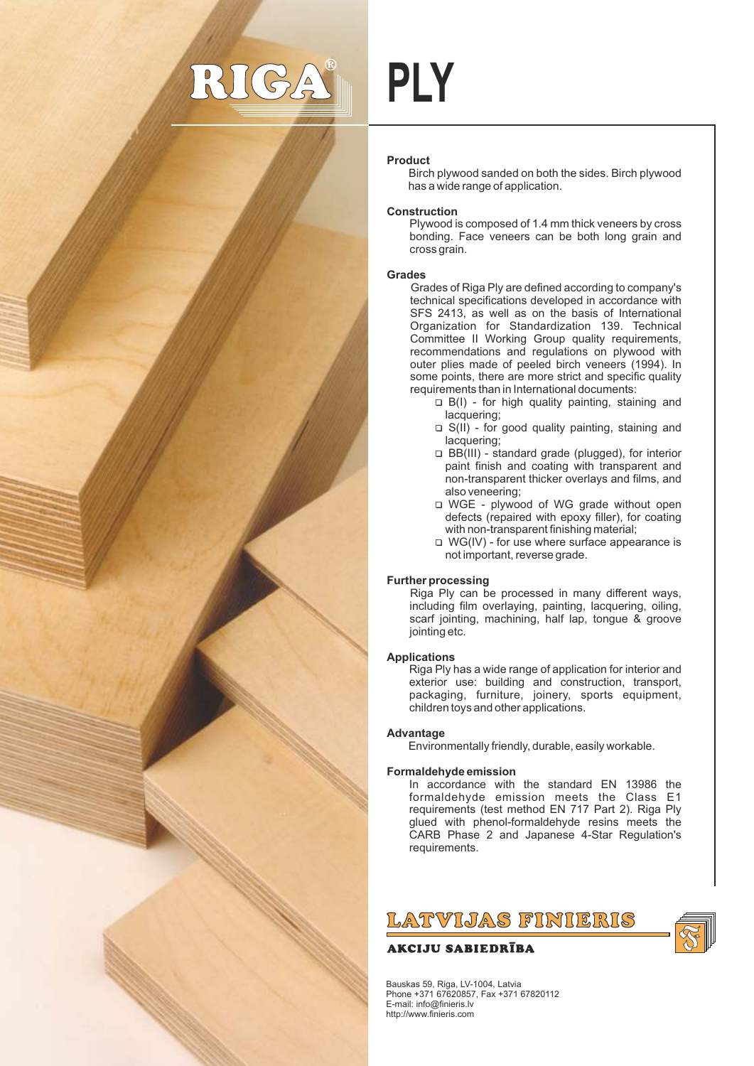# RIGA® PLY

## Product

Birch plywood sanded on both the sides. Birch plywood has a wide range of application.

## Construction

Plywood is composed of 1.4 mm thick veneers by cross bonding. Face veneers can be both long grain and cross grain.

## Grades

Grades of Riga Ply are defined according to company's technical specifications developed in accordance with SFS 2413, as well as on the basis of International Organization for Standardization 139. Technical Committee II Working Group quality requirements, recommendations and regulations on plywood with outer plies made of peeled birch veneers (1994). In some points, there are more strict and specific quality requirements than in International documents:

- B(I) - for high quality painting, staining and lacquering;
- S(II) - for good quality painting, staining and lacquering;
- BB(III) - standard grade (plugged), for interior paint finish and coating with transparent and non-transparent thicker overlays and films, and also veneering;
- WGE - plywood of WG grade without open defects (repaired with epoxy filler), for coating with non-transparent finishing material;
- WG(IV) - for use where surface appearance is not important, reverse grade.

## Further processing

Riga Ply can be processed in many different ways, including film overlaying, painting, lacquering, oiling, scarf jointing, machining, half lap, tongue & groove jointing etc.

## Applications

Riga Ply has a wide range of application for interior and exterior use: building and construction, transport, packaging, furniture, joinery, sports equipment, children toys and other applications.

## Advantage

Environmentally friendly, durable, easily workable.

## Formaldehyde emission

In accordance with the standard EN 13986 the formaldehyde emission meets the Class E1 requirements (test method EN 717 Part 2). Riga Ply glued with phenol-formaldehyde resins meets the CARB Phase 2 and Japanese 4-Star Regulation's requirements.

**LATVIJAS FINIERIS**

**AKCIJU SABIEDRĪBA**

Bauskas 59, Riga, LV-1004, Latvia
Phone +371 67620857, Fax +371 67820112
E-mail: info@finieris.lv
http://www.finieris.com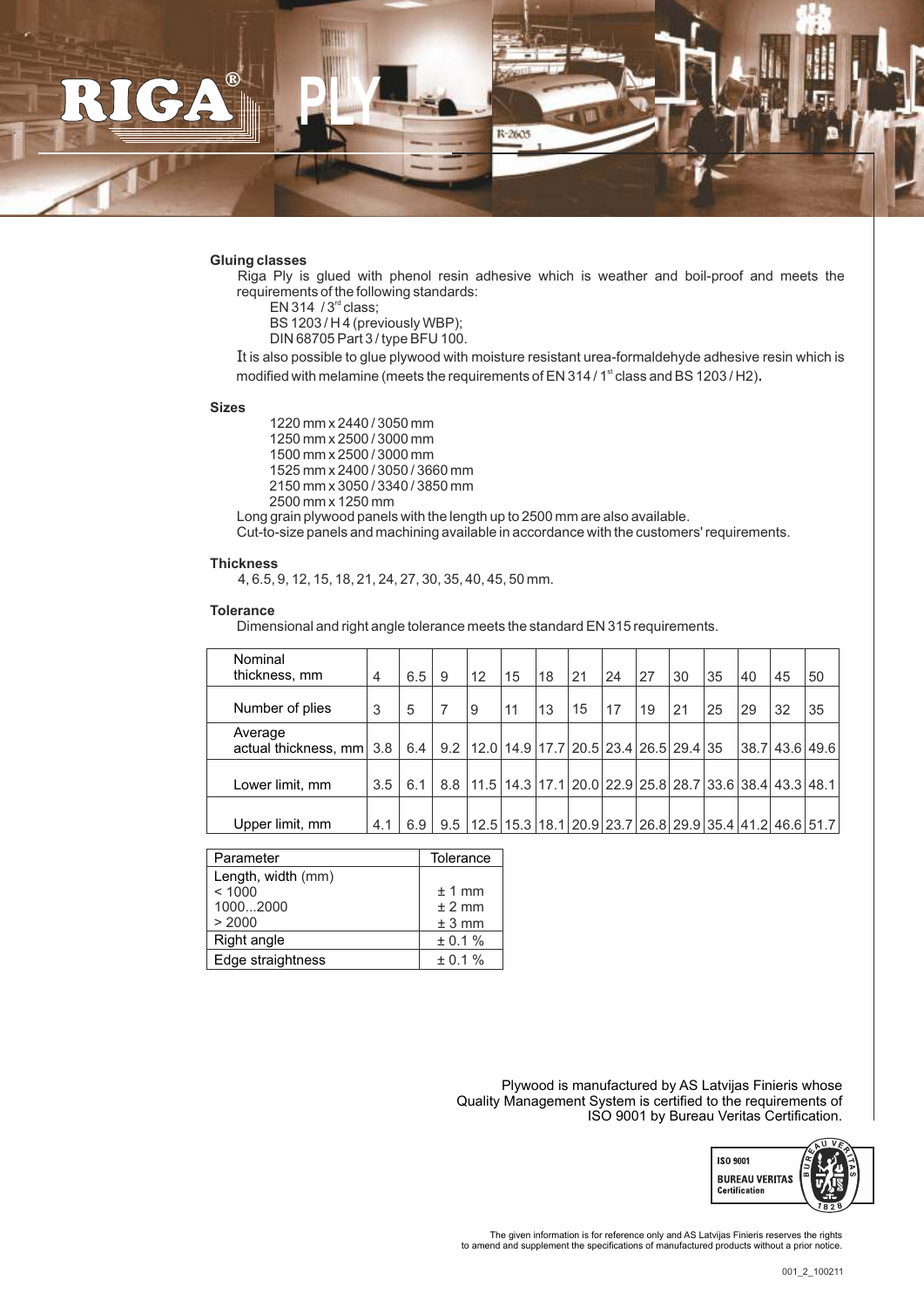# RIGA® PLY

### Gluing classes

Riga Ply is glued with phenol resin adhesive which is weather and boil-proof and meets the requirements of the following standards:

- EN 314 / 3rd class;
- BS 1203 / H 4 (previously WBP);
- DIN 68705 Part 3 / type BFU 100.

It is also possible to glue plywood with moisture resistant urea-formaldehyde adhesive resin which is modified with melamine (meets the requirements of EN 314 / 1st class and BS 1203 / H2).

### Sizes

- 1220 mm x 2440 / 3050 mm
- 1250 mm x 2500 / 3000 mm
- 1500 mm x 2500 / 3000 mm
- 1525 mm x 2400 / 3050 / 3660 mm
- 2150 mm x 3050 / 3340 / 3850 mm
- 2500 mm x 1250 mm

Long grain plywood panels with the length up to 2500 mm are also available.
Cut-to-size panels and machining available in accordance with the customers' requirements.

### Thickness

4, 6.5, 9, 12, 15, 18, 21, 24, 27, 30, 35, 40, 45, 50 mm.

### Tolerance

Dimensional and right angle tolerance meets the standard EN 315 requirements.

| Nominal thickness, mm | 4 | 6.5 | 9 | 12 | 15 | 18 | 21 | 24 | 27 | 30 | 35 | 40 | 45 | 50 |
|---|---|---|---|---|---|---|---|---|---|---|---|---|---|---|
| Number of plies | 3 | 5 | 7 | 9 | 11 | 13 | 15 | 17 | 19 | 21 | 25 | 29 | 32 | 35 |
| Average actual thickness, mm | 3.8 | 6.4 | 9.2 | 12.0 | 14.9 | 17.7 | 20.5 | 23.4 | 26.5 | 29.4 | 35 | 38.7 | 43.6 | 49.6 |
| Lower limit, mm | 3.5 | 6.1 | 8.8 | 11.5 | 14.3 | 17.1 | 20.0 | 22.9 | 25.8 | 28.7 | 33.6 | 38.4 | 43.3 | 48.1 |
| Upper limit, mm | 4.1 | 6.9 | 9.5 | 12.5 | 15.3 | 18.1 | 20.9 | 23.7 | 26.8 | 29.9 | 35.4 | 41.2 | 46.6 | 51.7 |

| Parameter | Tolerance |
|---|---|
| Length, width (mm) | |
| < 1000 | ± 1 mm |
| 1000...2000 | ± 2 mm |
| > 2000 | ± 3 mm |
| Right angle | ± 0.1 % |
| Edge straightness | ± 0.1 % |

Plywood is manufactured by AS Latvijas Finieris whose Quality Management System is certified to the requirements of ISO 9001 by Bureau Veritas Certification.

ISO 9001
BUREAU VERITAS
Certification

The given information is for reference only and AS Latvijas Finieris reserves the rights to amend and supplement the specifications of manufactured products without a prior notice.

001_2_100211